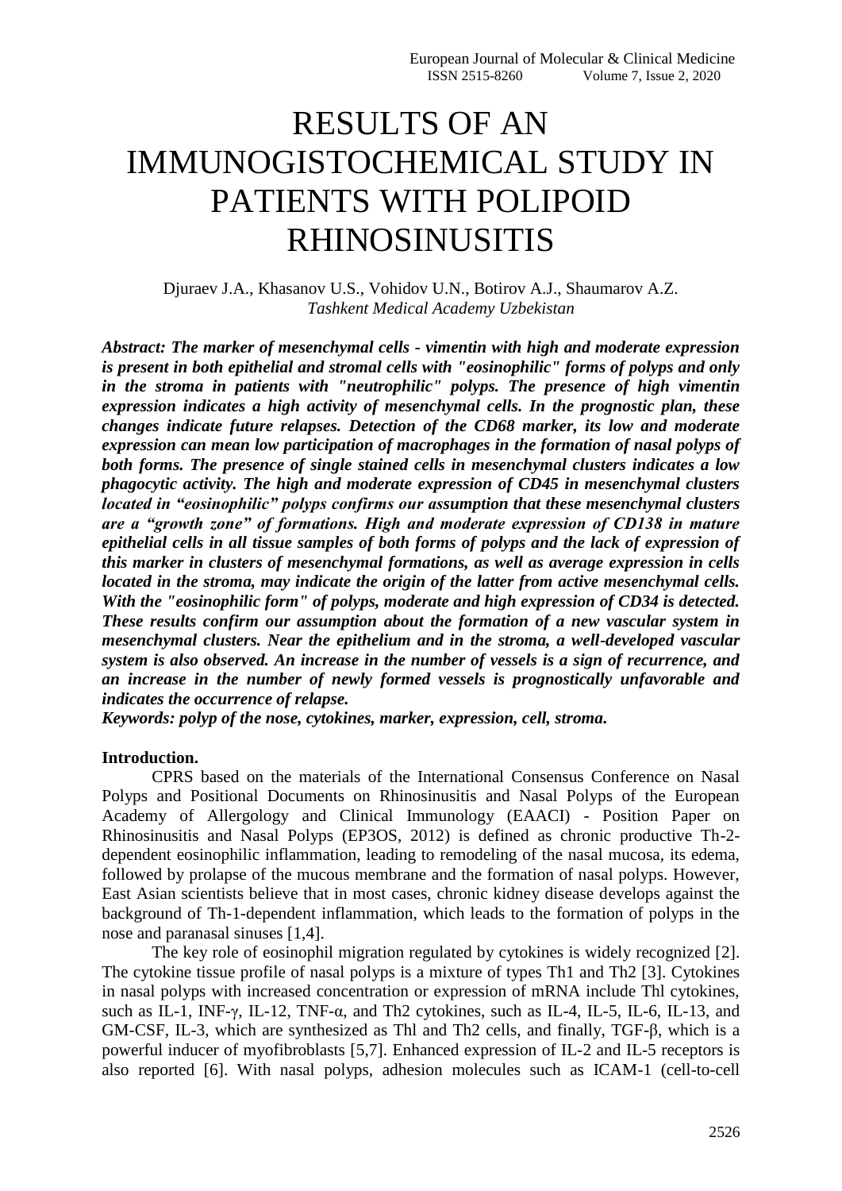# RESULTS OF AN IMMUNOGISTOCHEMICAL STUDY IN PATIENTS WITH POLIPOID RHINOSINUSITIS

Djuraev J.A., Khasanov U.S., Vohidov U.N., Botirov A.J., Shaumarov A.Z.

*Tashkent Medical Academy Uzbekistan*

***Abstract: The marker of mesenchymal cells - vimentin with high and moderate expression is present in both epithelial and stromal cells with "eosinophilic" forms of polyps and only in the stroma in patients with "neutrophilic" polyps. The presence of high vimentin expression indicates a high activity of mesenchymal cells. In the prognostic plan, these changes indicate future relapses. Detection of the CD68 marker, its low and moderate expression can mean low participation of macrophages in the formation of nasal polyps of both forms. The presence of single stained cells in mesenchymal clusters indicates a low phagocytic activity. The high and moderate expression of CD45 in mesenchymal clusters located in "eosinophilic" polyps confirms our assumption that these mesenchymal clusters are a "growth zone" of formations. High and moderate expression of CD138 in mature epithelial cells in all tissue samples of both forms of polyps and the lack of expression of this marker in clusters of mesenchymal formations, as well as average expression in cells located in the stroma, may indicate the origin of the latter from active mesenchymal cells. With the "eosinophilic form" of polyps, moderate and high expression of CD34 is detected. These results confirm our assumption about the formation of a new vascular system in mesenchymal clusters. Near the epithelium and in the stroma, a well-developed vascular system is also observed. An increase in the number of vessels is a sign of recurrence, and an increase in the number of newly formed vessels is prognostically unfavorable and indicates the occurrence of relapse.***

***Keywords: polyp of the nose, cytokines, marker, expression, cell, stroma.***

**Introduction.**

CPRS based on the materials of the International Consensus Conference on Nasal Polyps and Positional Documents on Rhinosinusitis and Nasal Polyps of the European Academy of Allergology and Clinical Immunology (EAACI) - Position Paper on Rhinosinusitis and Nasal Polyps (EP3OS, 2012) is defined as chronic productive Th-2-dependent eosinophilic inflammation, leading to remodeling of the nasal mucosa, its edema, followed by prolapse of the mucous membrane and the formation of nasal polyps. However, East Asian scientists believe that in most cases, chronic kidney disease develops against the background of Th-1-dependent inflammation, which leads to the formation of polyps in the nose and paranasal sinuses [1,4].

The key role of eosinophil migration regulated by cytokines is widely recognized [2]. The cytokine tissue profile of nasal polyps is a mixture of types Th1 and Th2 [3]. Cytokines in nasal polyps with increased concentration or expression of mRNA include Thl cytokines, such as IL-1, INF-γ, IL-12, TNF-α, and Th2 cytokines, such as IL-4, IL-5, IL-6, IL-13, and GM-CSF, IL-3, which are synthesized as Thl and Th2 cells, and finally, TGF-β, which is a powerful inducer of myofibroblasts [5,7]. Enhanced expression of IL-2 and IL-5 receptors is also reported [6]. With nasal polyps, adhesion molecules such as ICAM-1 (cell-to-cell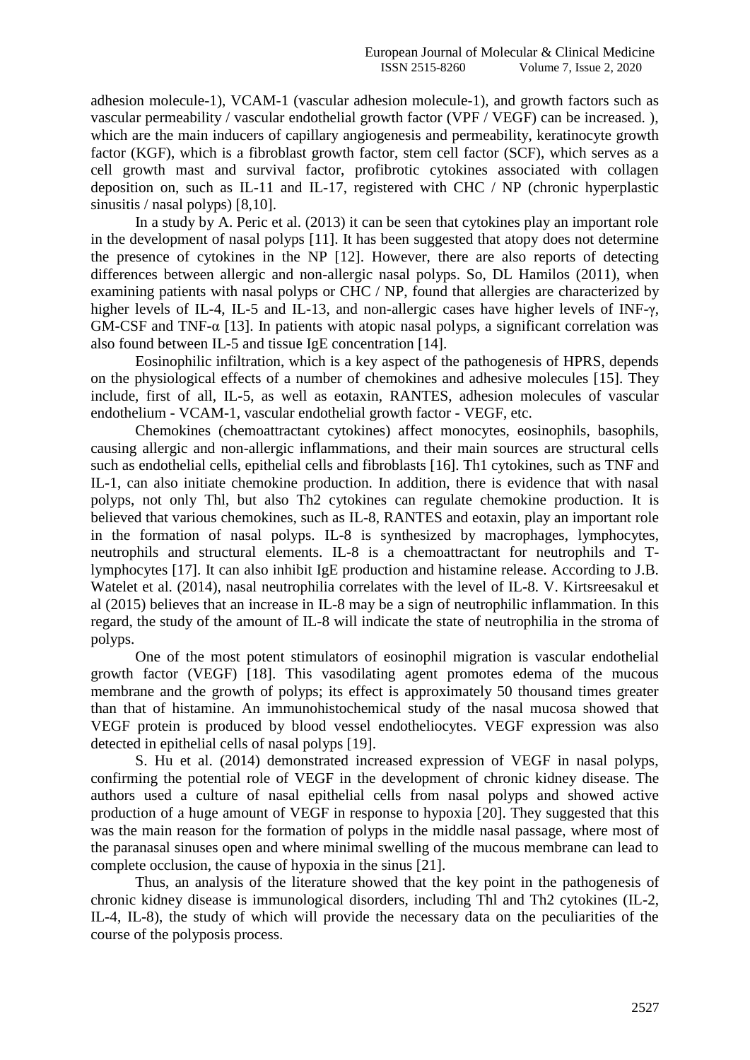adhesion molecule-1), VCAM-1 (vascular adhesion molecule-1), and growth factors such as vascular permeability / vascular endothelial growth factor (VPF / VEGF) can be increased. ), which are the main inducers of capillary angiogenesis and permeability, keratinocyte growth factor (KGF), which is a fibroblast growth factor, stem cell factor (SCF), which serves as a cell growth mast and survival factor, profibrotic cytokines associated with collagen deposition on, such as IL-11 and IL-17, registered with CHC / NP (chronic hyperplastic sinusitis / nasal polyps) [8,10].

In a study by A. Peric et al. (2013) it can be seen that cytokines play an important role in the development of nasal polyps [11]. It has been suggested that atopy does not determine the presence of cytokines in the NP [12]. However, there are also reports of detecting differences between allergic and non-allergic nasal polyps. So, DL Hamilos (2011), when examining patients with nasal polyps or CHC / NP, found that allergies are characterized by higher levels of IL-4, IL-5 and IL-13, and non-allergic cases have higher levels of INF-γ, GM-CSF and TNF-α [13]. In patients with atopic nasal polyps, a significant correlation was also found between IL-5 and tissue IgE concentration [14].

Eosinophilic infiltration, which is a key aspect of the pathogenesis of HPRS, depends on the physiological effects of a number of chemokines and adhesive molecules [15]. They include, first of all, IL-5, as well as eotaxin, RANTES, adhesion molecules of vascular endothelium - VCAM-1, vascular endothelial growth factor - VEGF, etc.

Chemokines (chemoattractant cytokines) affect monocytes, eosinophils, basophils, causing allergic and non-allergic inflammations, and their main sources are structural cells such as endothelial cells, epithelial cells and fibroblasts [16]. Th1 cytokines, such as TNF and IL-1, can also initiate chemokine production. In addition, there is evidence that with nasal polyps, not only Thl, but also Th2 cytokines can regulate chemokine production. It is believed that various chemokines, such as IL-8, RANTES and eotaxin, play an important role in the formation of nasal polyps. IL-8 is synthesized by macrophages, lymphocytes, neutrophils and structural elements. IL-8 is a chemoattractant for neutrophils and T-lymphocytes [17]. It can also inhibit IgE production and histamine release. According to J.B. Watelet et al. (2014), nasal neutrophilia correlates with the level of IL-8. V. Kirtsreesakul et al (2015) believes that an increase in IL-8 may be a sign of neutrophilic inflammation. In this regard, the study of the amount of IL-8 will indicate the state of neutrophilia in the stroma of polyps.

One of the most potent stimulators of eosinophil migration is vascular endothelial growth factor (VEGF) [18]. This vasodilating agent promotes edema of the mucous membrane and the growth of polyps; its effect is approximately 50 thousand times greater than that of histamine. An immunohistochemical study of the nasal mucosa showed that VEGF protein is produced by blood vessel endotheliocytes. VEGF expression was also detected in epithelial cells of nasal polyps [19].

S. Hu et al. (2014) demonstrated increased expression of VEGF in nasal polyps, confirming the potential role of VEGF in the development of chronic kidney disease. The authors used a culture of nasal epithelial cells from nasal polyps and showed active production of a huge amount of VEGF in response to hypoxia [20]. They suggested that this was the main reason for the formation of polyps in the middle nasal passage, where most of the paranasal sinuses open and where minimal swelling of the mucous membrane can lead to complete occlusion, the cause of hypoxia in the sinus [21].

Thus, an analysis of the literature showed that the key point in the pathogenesis of chronic kidney disease is immunological disorders, including Thl and Th2 cytokines (IL-2, IL-4, IL-8), the study of which will provide the necessary data on the peculiarities of the course of the polyposis process.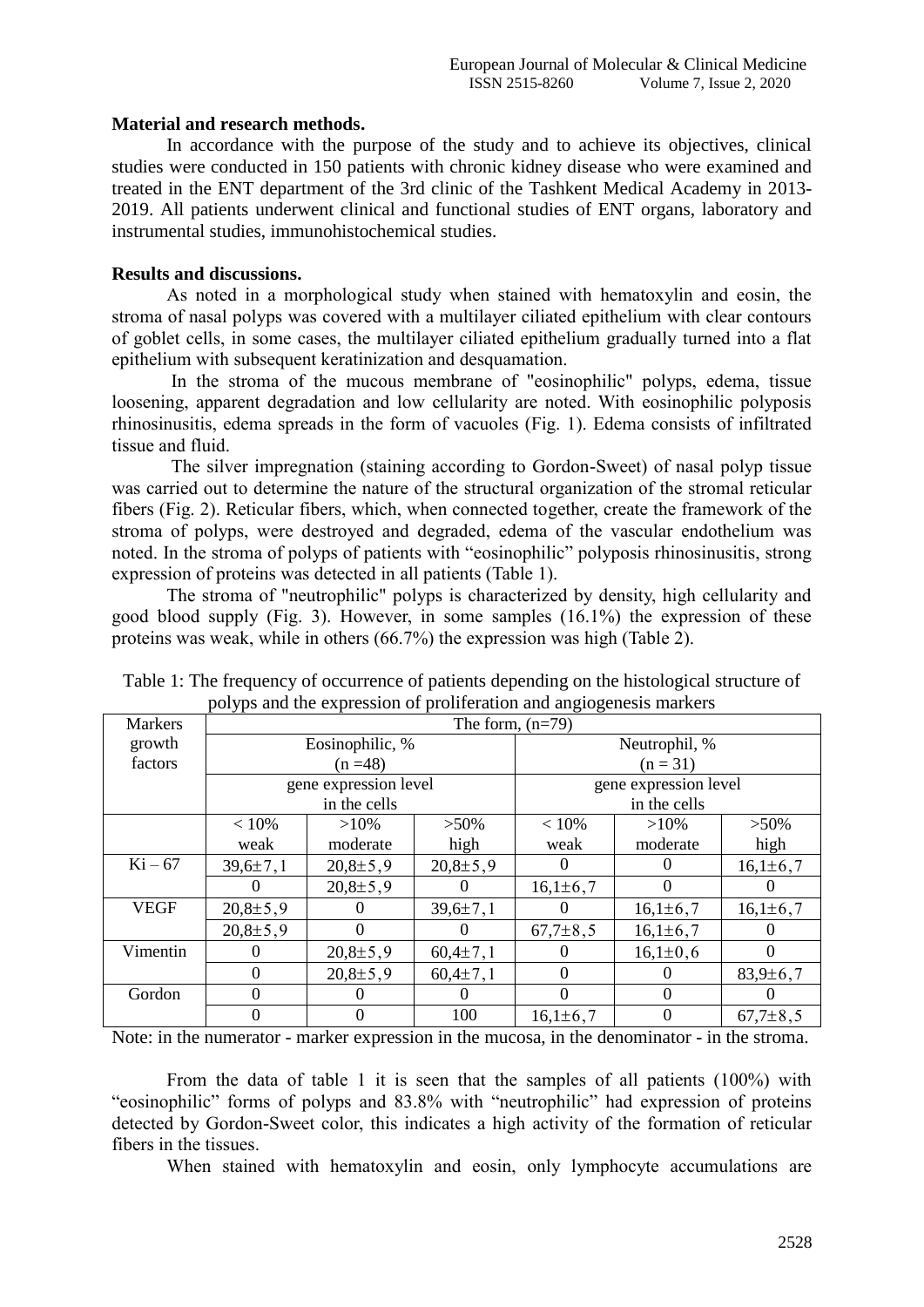**Material and research methods.**

In accordance with the purpose of the study and to achieve its objectives, clinical studies were conducted in 150 patients with chronic kidney disease who were examined and treated in the ENT department of the 3rd clinic of the Tashkent Medical Academy in 2013-2019. All patients underwent clinical and functional studies of ENT organs, laboratory and instrumental studies, immunohistochemical studies.

**Results and discussions.**

As noted in a morphological study when stained with hematoxylin and eosin, the stroma of nasal polyps was covered with a multilayer ciliated epithelium with clear contours of goblet cells, in some cases, the multilayer ciliated epithelium gradually turned into a flat epithelium with subsequent keratinization and desquamation.

In the stroma of the mucous membrane of "eosinophilic" polyps, edema, tissue loosening, apparent degradation and low cellularity are noted. With eosinophilic polyposis rhinosinusitis, edema spreads in the form of vacuoles (Fig. 1). Edema consists of infiltrated tissue and fluid.

The silver impregnation (staining according to Gordon-Sweet) of nasal polyp tissue was carried out to determine the nature of the structural organization of the stromal reticular fibers (Fig. 2). Reticular fibers, which, when connected together, create the framework of the stroma of polyps, were destroyed and degraded, edema of the vascular endothelium was noted. In the stroma of polyps of patients with "eosinophilic" polyposis rhinosinusitis, strong expression of proteins was detected in all patients (Table 1).

The stroma of "neutrophilic" polyps is characterized by density, high cellularity and good blood supply (Fig. 3). However, in some samples (16.1%) the expression of these proteins was weak, while in others (66.7%) the expression was high (Table 2).

Table 1: The frequency of occurrence of patients depending on the histological structure of polyps and the expression of proliferation and angiogenesis markers

| Markers growth factors | The form, (n=79) | | | | | |
|---|---|---|---|---|---|---|
| | Eosinophilic, % (n =48) | | | Neutrophil, % (n = 31) | | |
| | gene expression level in the cells | | | gene expression level in the cells | | |
| | < 10% weak | >10% moderate | >50% high | < 10% weak | >10% moderate | >50% high |
| Ki – 67 | 39,6±7,1 | 20,8±5,9 | 20,8±5,9 | 0 | 0 | 16,1±6,7 |
| | 0 | 20,8±5,9 | 0 | 16,1±6,7 | 0 | 0 |
| VEGF | 20,8±5,9 | 0 | 39,6±7,1 | 0 | 16,1±6,7 | 16,1±6,7 |
| | 20,8±5,9 | 0 | 0 | 67,7±8,5 | 16,1±6,7 | 0 |
| Vimentin | 0 | 20,8±5,9 | 60,4±7,1 | 0 | 16,1±0,6 | 0 |
| | 0 | 20,8±5,9 | 60,4±7,1 | 0 | 0 | 83,9±6,7 |
| Gordon | 0 | 0 | 0 | 0 | 0 | 0 |
| | 0 | 0 | 100 | 16,1±6,7 | 0 | 67,7±8,5 |

Note: in the numerator - marker expression in the mucosa, in the denominator - in the stroma.

From the data of table 1 it is seen that the samples of all patients (100%) with "eosinophilic" forms of polyps and 83.8% with "neutrophilic" had expression of proteins detected by Gordon-Sweet color, this indicates a high activity of the formation of reticular fibers in the tissues.

When stained with hematoxylin and eosin, only lymphocyte accumulations are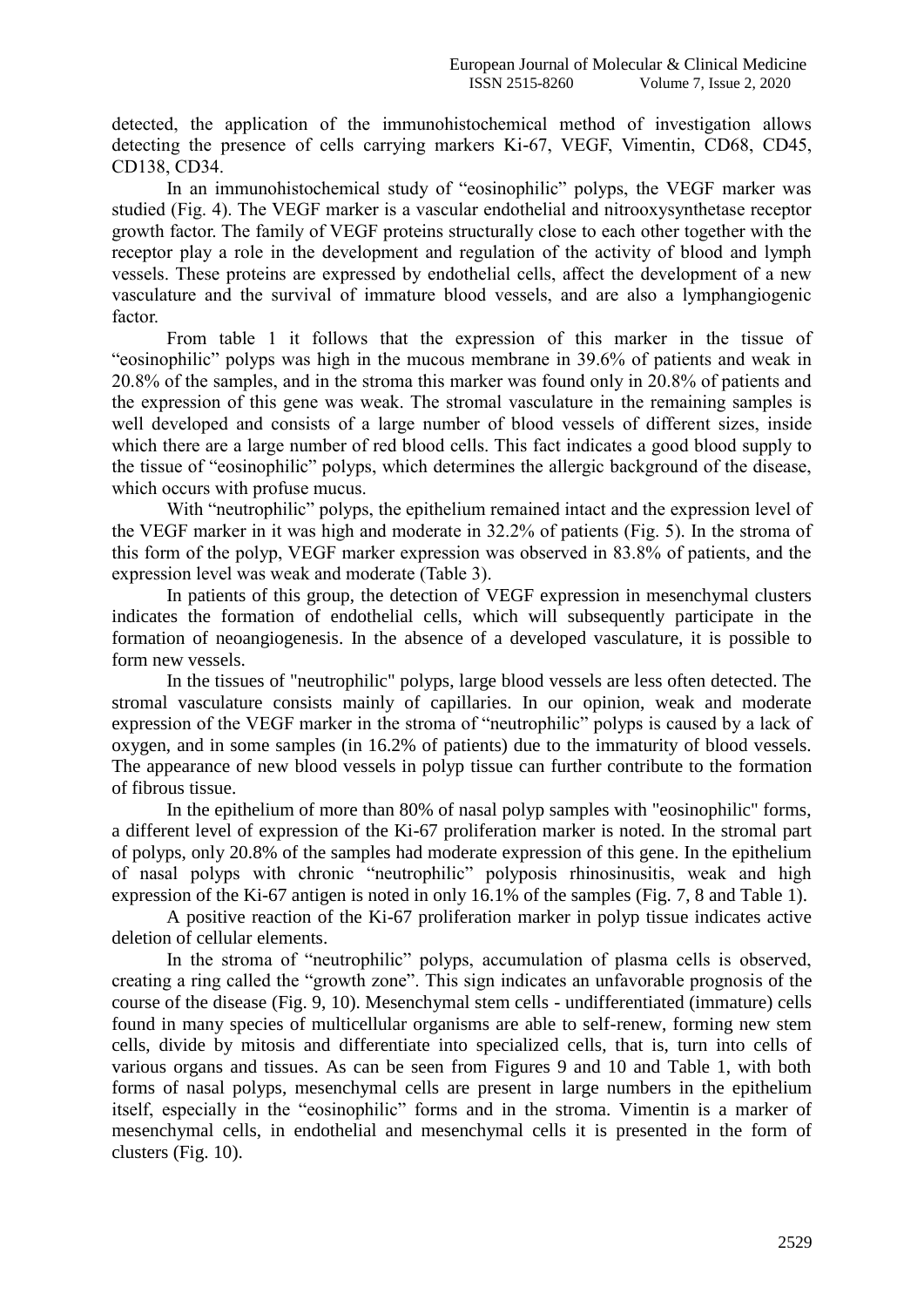detected, the application of the immunohistochemical method of investigation allows detecting the presence of cells carrying markers Ki-67, VEGF, Vimentin, CD68, CD45, CD138, CD34.

In an immunohistochemical study of "eosinophilic" polyps, the VEGF marker was studied (Fig. 4). The VEGF marker is a vascular endothelial and nitrooxysynthetase receptor growth factor. The family of VEGF proteins structurally close to each other together with the receptor play a role in the development and regulation of the activity of blood and lymph vessels. These proteins are expressed by endothelial cells, affect the development of a new vasculature and the survival of immature blood vessels, and are also a lymphangiogenic factor.

From table 1 it follows that the expression of this marker in the tissue of "eosinophilic" polyps was high in the mucous membrane in 39.6% of patients and weak in 20.8% of the samples, and in the stroma this marker was found only in 20.8% of patients and the expression of this gene was weak. The stromal vasculature in the remaining samples is well developed and consists of a large number of blood vessels of different sizes, inside which there are a large number of red blood cells. This fact indicates a good blood supply to the tissue of "eosinophilic" polyps, which determines the allergic background of the disease, which occurs with profuse mucus.

With "neutrophilic" polyps, the epithelium remained intact and the expression level of the VEGF marker in it was high and moderate in 32.2% of patients (Fig. 5). In the stroma of this form of the polyp, VEGF marker expression was observed in 83.8% of patients, and the expression level was weak and moderate (Table 3).

In patients of this group, the detection of VEGF expression in mesenchymal clusters indicates the formation of endothelial cells, which will subsequently participate in the formation of neoangiogenesis. In the absence of a developed vasculature, it is possible to form new vessels.

In the tissues of "neutrophilic" polyps, large blood vessels are less often detected. The stromal vasculature consists mainly of capillaries. In our opinion, weak and moderate expression of the VEGF marker in the stroma of "neutrophilic" polyps is caused by a lack of oxygen, and in some samples (in 16.2% of patients) due to the immaturity of blood vessels. The appearance of new blood vessels in polyp tissue can further contribute to the formation of fibrous tissue.

In the epithelium of more than 80% of nasal polyp samples with "eosinophilic" forms, a different level of expression of the Ki-67 proliferation marker is noted. In the stromal part of polyps, only 20.8% of the samples had moderate expression of this gene. In the epithelium of nasal polyps with chronic "neutrophilic" polyposis rhinosinusitis, weak and high expression of the Ki-67 antigen is noted in only 16.1% of the samples (Fig. 7, 8 and Table 1).

A positive reaction of the Ki-67 proliferation marker in polyp tissue indicates active deletion of cellular elements.

In the stroma of "neutrophilic" polyps, accumulation of plasma cells is observed, creating a ring called the "growth zone". This sign indicates an unfavorable prognosis of the course of the disease (Fig. 9, 10). Mesenchymal stem cells - undifferentiated (immature) cells found in many species of multicellular organisms are able to self-renew, forming new stem cells, divide by mitosis and differentiate into specialized cells, that is, turn into cells of various organs and tissues. As can be seen from Figures 9 and 10 and Table 1, with both forms of nasal polyps, mesenchymal cells are present in large numbers in the epithelium itself, especially in the "eosinophilic" forms and in the stroma. Vimentin is a marker of mesenchymal cells, in endothelial and mesenchymal cells it is presented in the form of clusters (Fig. 10).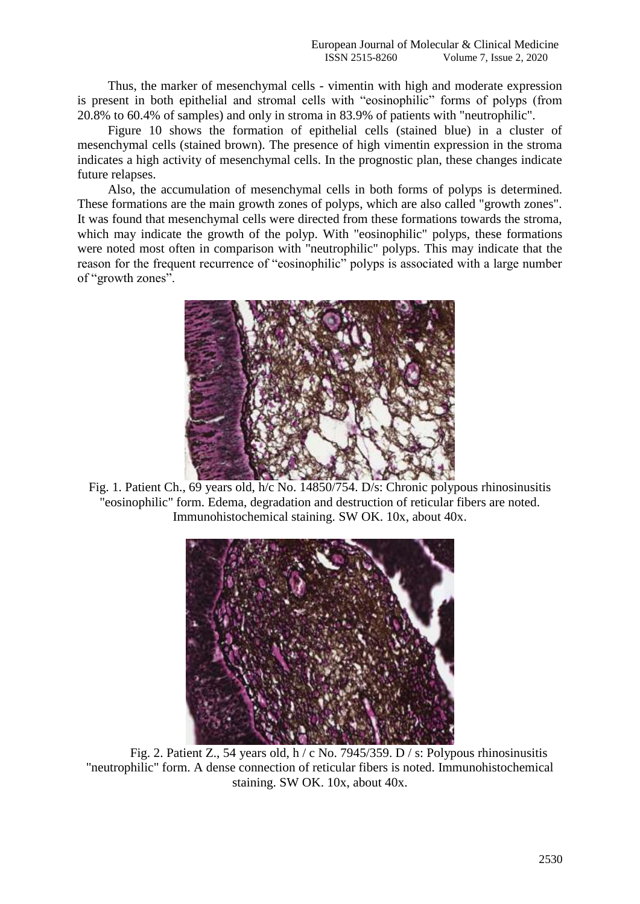Thus, the marker of mesenchymal cells - vimentin with high and moderate expression is present in both epithelial and stromal cells with "eosinophilic" forms of polyps (from 20.8% to 60.4% of samples) and only in stroma in 83.9% of patients with "neutrophilic".

Figure 10 shows the formation of epithelial cells (stained blue) in a cluster of mesenchymal cells (stained brown). The presence of high vimentin expression in the stroma indicates a high activity of mesenchymal cells. In the prognostic plan, these changes indicate future relapses.

Also, the accumulation of mesenchymal cells in both forms of polyps is determined. These formations are the main growth zones of polyps, which are also called "growth zones". It was found that mesenchymal cells were directed from these formations towards the stroma, which may indicate the growth of the polyp. With "eosinophilic" polyps, these formations were noted most often in comparison with "neutrophilic" polyps. This may indicate that the reason for the frequent recurrence of "eosinophilic" polyps is associated with a large number of "growth zones".

Fig. 1. Patient Ch., 69 years old, h/c No. 14850/754. D/s: Chronic polypous rhinosinusitis "eosinophilic" form. Edema, degradation and destruction of reticular fibers are noted. Immunohistochemical staining. SW OK. 10x, about 40x.

Fig. 2. Patient Z., 54 years old, h / c No. 7945/359. D / s: Polypous rhinosinusitis "neutrophilic" form. A dense connection of reticular fibers is noted. Immunohistochemical staining. SW OK. 10x, about 40x.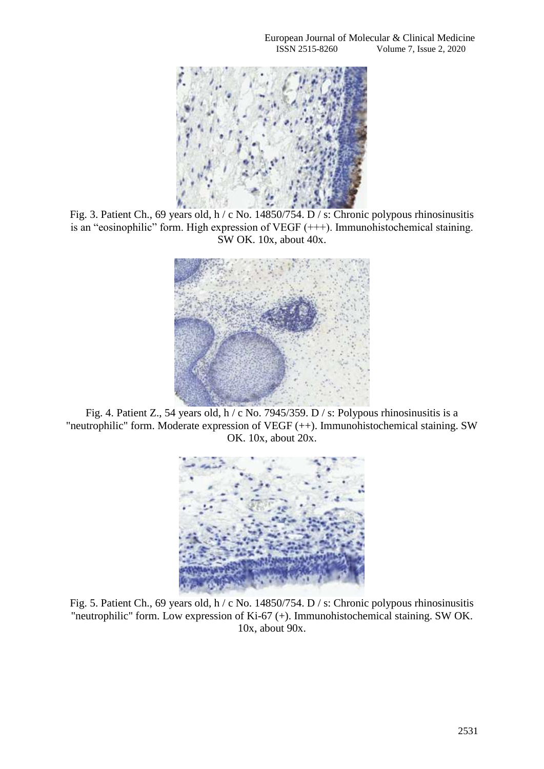Fig. 3. Patient Ch., 69 years old, h / c No. 14850/754. D / s: Chronic polypous rhinosinusitis is an "eosinophilic" form. High expression of VEGF (+++). Immunohistochemical staining. SW OK. 10x, about 40x.

Fig. 4. Patient Z., 54 years old, h / c No. 7945/359. D / s: Polypous rhinosinusitis is a "neutrophilic" form. Moderate expression of VEGF (++). Immunohistochemical staining. SW OK. 10x, about 20x.

Fig. 5. Patient Ch., 69 years old, h / c No. 14850/754. D / s: Chronic polypous rhinosinusitis "neutrophilic" form. Low expression of Ki-67 (+). Immunohistochemical staining. SW OK. 10x, about 90x.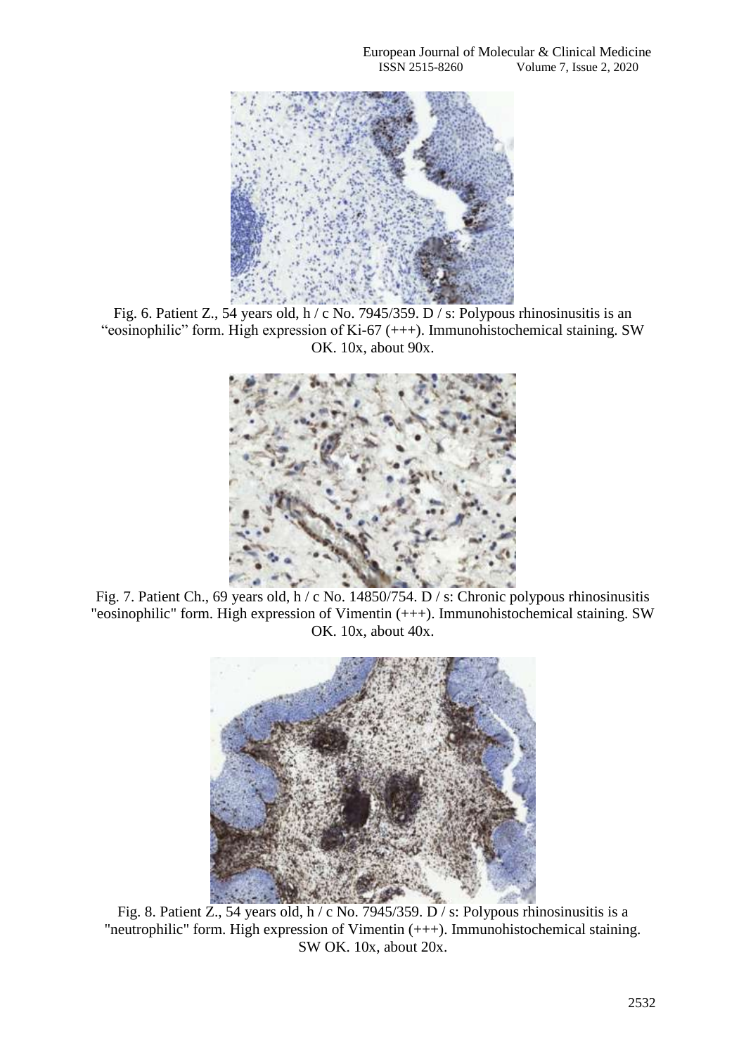Fig. 6. Patient Z., 54 years old, h / c No. 7945/359. D / s: Polypous rhinosinusitis is an "eosinophilic" form. High expression of Ki-67 (+++). Immunohistochemical staining. SW OK. 10x, about 90x.

Fig. 7. Patient Ch., 69 years old, h / c No. 14850/754. D / s: Chronic polypous rhinosinusitis "eosinophilic" form. High expression of Vimentin (+++). Immunohistochemical staining. SW OK. 10x, about 40x.

Fig. 8. Patient Z., 54 years old, h / c No. 7945/359. D / s: Polypous rhinosinusitis is a "neutrophilic" form. High expression of Vimentin (+++). Immunohistochemical staining. SW OK. 10x, about 20x.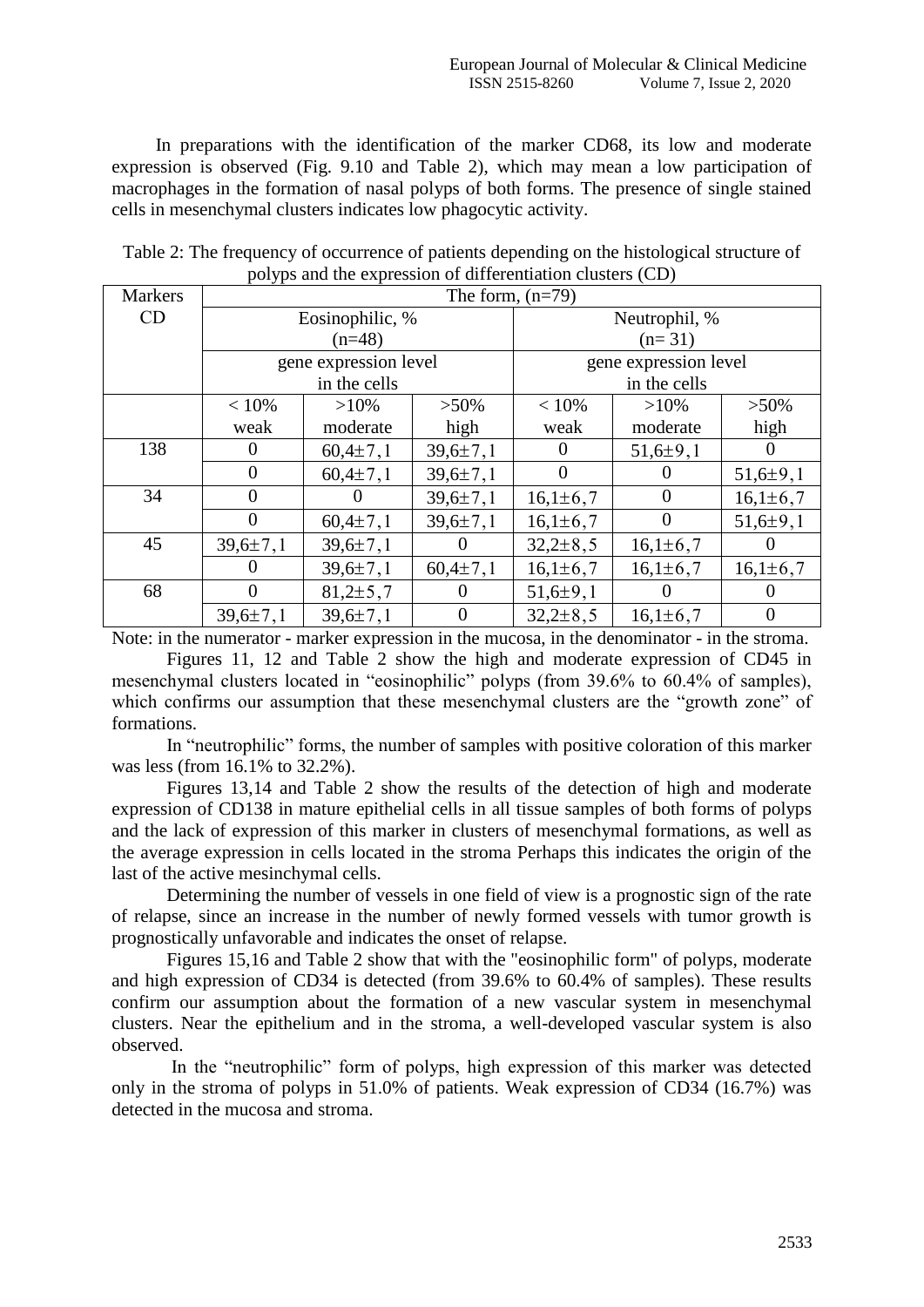In preparations with the identification of the marker CD68, its low and moderate expression is observed (Fig. 9.10 and Table 2), which may mean a low participation of macrophages in the formation of nasal polyps of both forms. The presence of single stained cells in mesenchymal clusters indicates low phagocytic activity.

Table 2: The frequency of occurrence of patients depending on the histological structure of polyps and the expression of differentiation clusters (CD)

| Markers CD | The form, (n=79) | | | | | |
|---|---|---|---|---|---|---|
| | Eosinophilic, % (n=48) | | | Neutrophil, % (n= 31) | | |
| | gene expression level in the cells | | | gene expression level in the cells | | |
| | < 10% weak | >10% moderate | >50% high | < 10% weak | >10% moderate | >50% high |
| 138 | 0 | 60,4±7,1 | 39,6±7,1 | 0 | 51,6±9,1 | 0 |
| | 0 | 60,4±7,1 | 39,6±7,1 | 0 | 0 | 51,6±9,1 |
| 34 | 0 | 0 | 39,6±7,1 | 16,1±6,7 | 0 | 16,1±6,7 |
| | 0 | 60,4±7,1 | 39,6±7,1 | 16,1±6,7 | 0 | 51,6±9,1 |
| 45 | 39,6±7,1 | 39,6±7,1 | 0 | 32,2±8,5 | 16,1±6,7 | 0 |
| | 0 | 39,6±7,1 | 60,4±7,1 | 16,1±6,7 | 16,1±6,7 | 16,1±6,7 |
| 68 | 0 | 81,2±5,7 | 0 | 51,6±9,1 | 0 | 0 |
| | 39,6±7,1 | 39,6±7,1 | 0 | 32,2±8,5 | 16,1±6,7 | 0 |

Note: in the numerator - marker expression in the mucosa, in the denominator - in the stroma.

Figures 11, 12 and Table 2 show the high and moderate expression of CD45 in mesenchymal clusters located in "eosinophilic" polyps (from 39.6% to 60.4% of samples), which confirms our assumption that these mesenchymal clusters are the "growth zone" of formations.

In "neutrophilic" forms, the number of samples with positive coloration of this marker was less (from 16.1% to 32.2%).

Figures 13,14 and Table 2 show the results of the detection of high and moderate expression of CD138 in mature epithelial cells in all tissue samples of both forms of polyps and the lack of expression of this marker in clusters of mesenchymal formations, as well as the average expression in cells located in the stroma Perhaps this indicates the origin of the last of the active mesinchymal cells.

Determining the number of vessels in one field of view is a prognostic sign of the rate of relapse, since an increase in the number of newly formed vessels with tumor growth is prognostically unfavorable and indicates the onset of relapse.

Figures 15,16 and Table 2 show that with the "eosinophilic form" of polyps, moderate and high expression of CD34 is detected (from 39.6% to 60.4% of samples). These results confirm our assumption about the formation of a new vascular system in mesenchymal clusters. Near the epithelium and in the stroma, a well-developed vascular system is also observed.

In the "neutrophilic" form of polyps, high expression of this marker was detected only in the stroma of polyps in 51.0% of patients. Weak expression of CD34 (16.7%) was detected in the mucosa and stroma.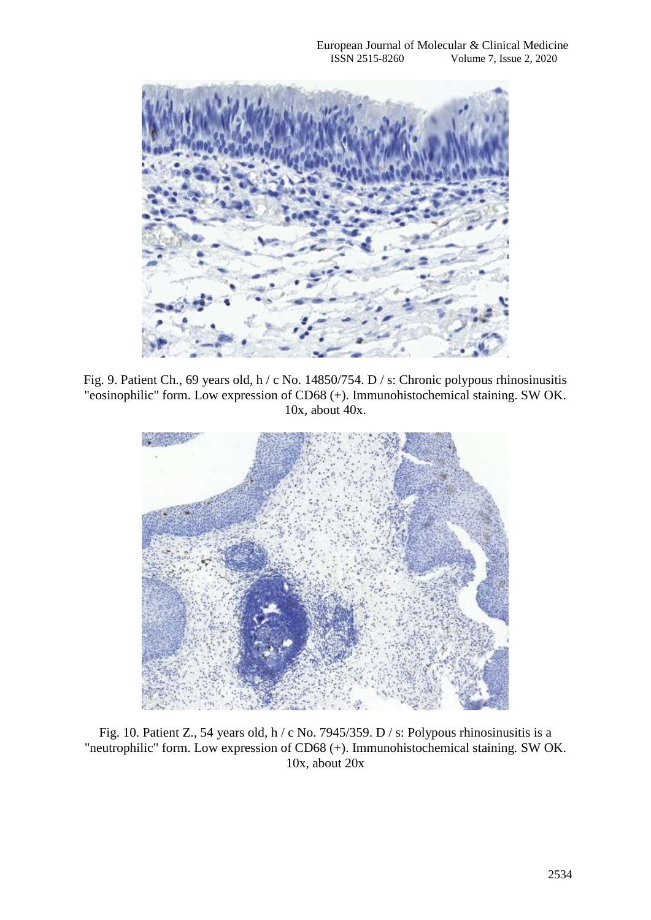Fig. 9. Patient Ch., 69 years old, h / c No. 14850/754. D / s: Chronic polypous rhinosinusitis "eosinophilic" form. Low expression of CD68 (+). Immunohistochemical staining. SW OK. 10x, about 40x.

Fig. 10. Patient Z., 54 years old, h / c No. 7945/359. D / s: Polypous rhinosinusitis is a "neutrophilic" form. Low expression of CD68 (+). Immunohistochemical staining. SW OK. 10x, about 20x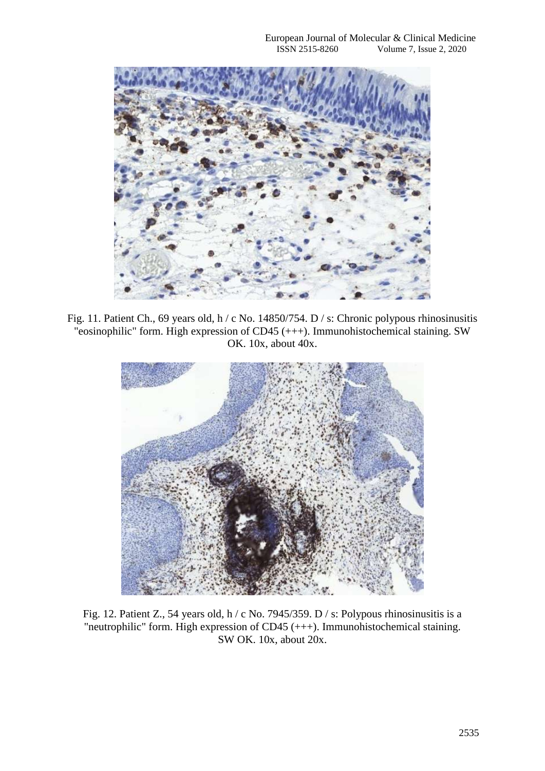Fig. 11. Patient Ch., 69 years old, h / c No. 14850/754. D / s: Chronic polypous rhinosinusitis "eosinophilic" form. High expression of CD45 (+++). Immunohistochemical staining. SW OK. 10x, about 40x.

Fig. 12. Patient Z., 54 years old, h / c No. 7945/359. D / s: Polypous rhinosinusitis is a "neutrophilic" form. High expression of CD45 (+++). Immunohistochemical staining. SW OK. 10x, about 20x.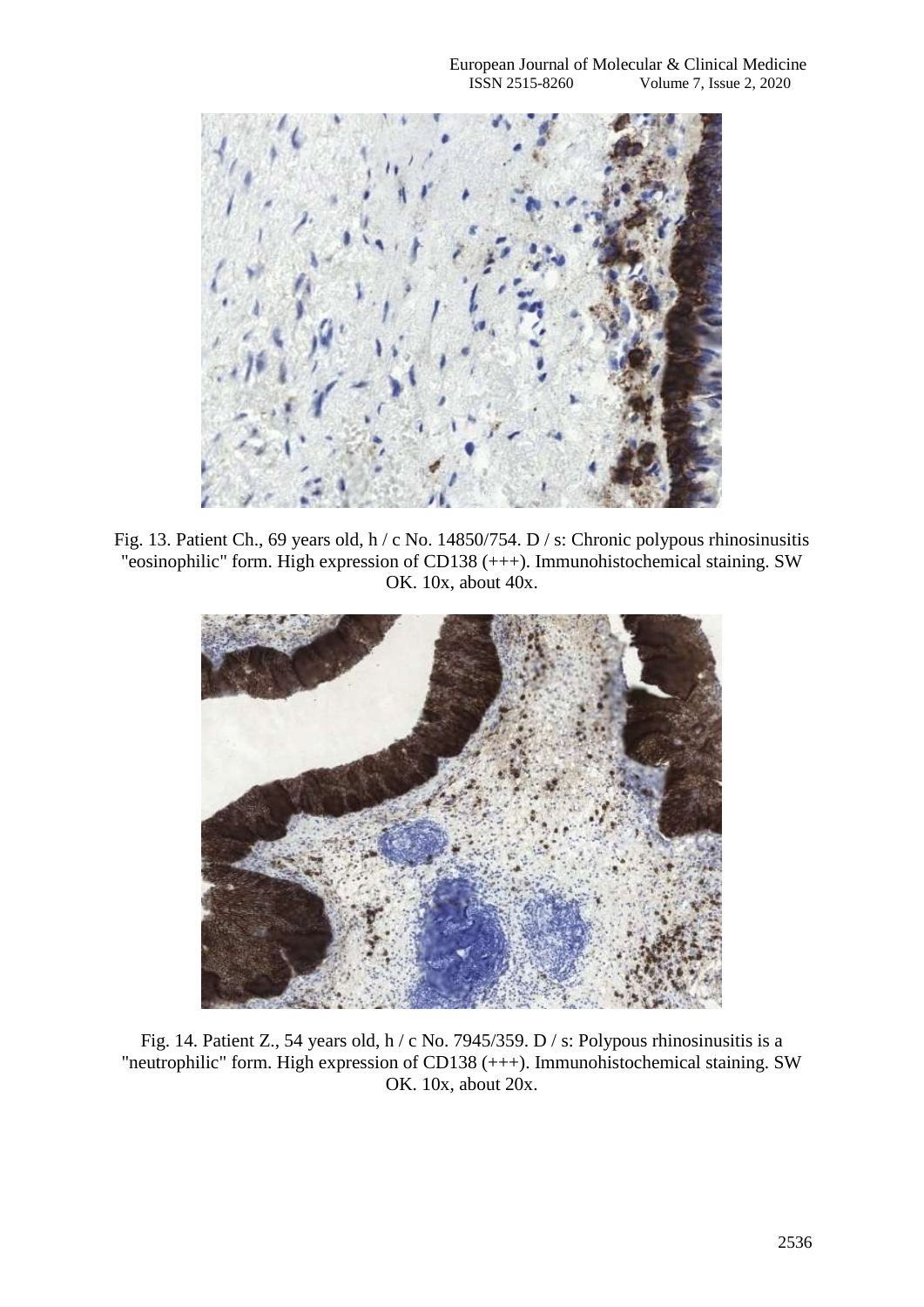Fig. 13. Patient Ch., 69 years old, h / c No. 14850/754. D / s: Chronic polypous rhinosinusitis "eosinophilic" form. High expression of CD138 (+++). Immunohistochemical staining. SW OK. 10x, about 40x.

Fig. 14. Patient Z., 54 years old, h / c No. 7945/359. D / s: Polypous rhinosinusitis is a "neutrophilic" form. High expression of CD138 (+++). Immunohistochemical staining. SW OK. 10x, about 20x.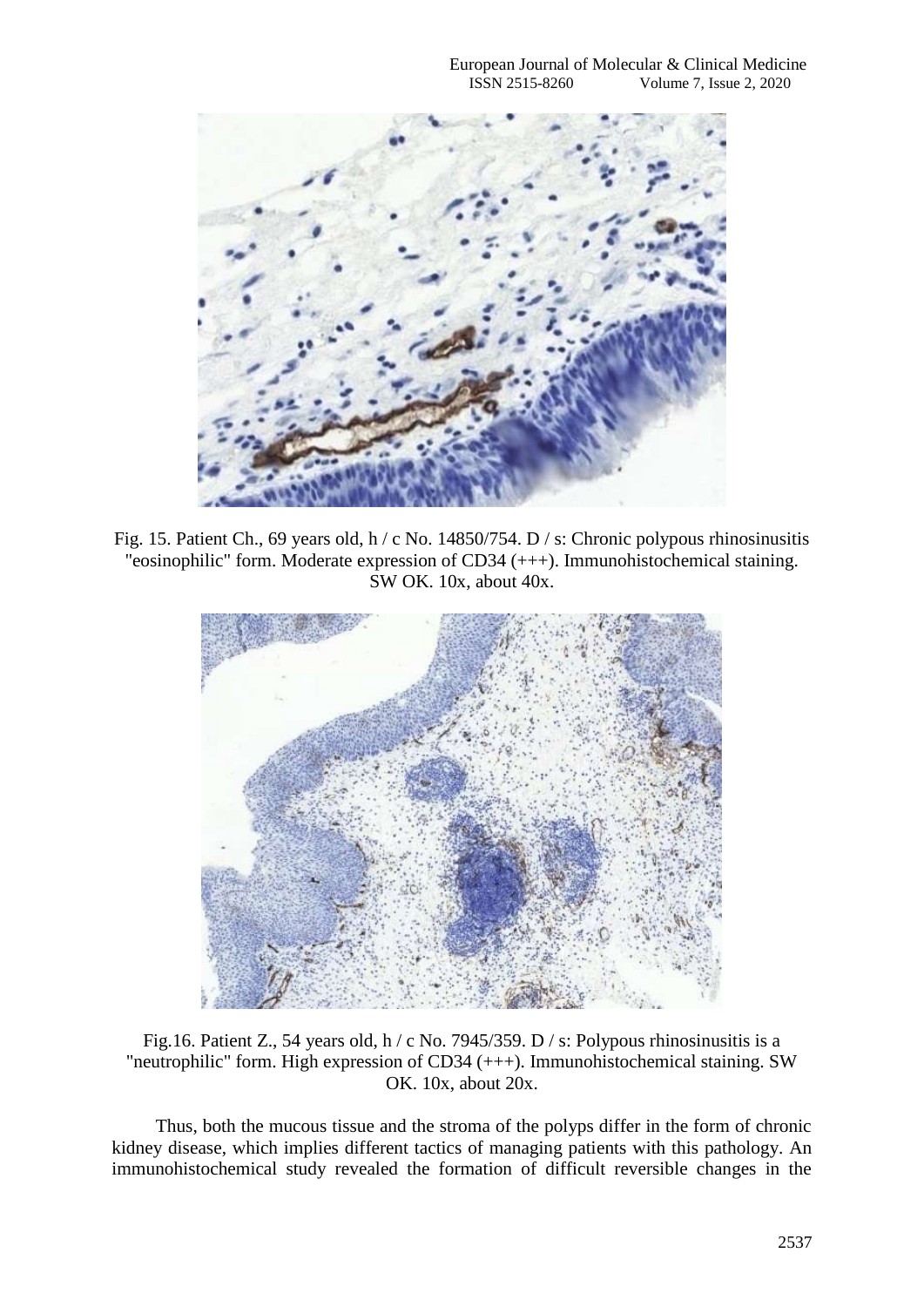Fig. 15. Patient Ch., 69 years old, h / c No. 14850/754. D / s: Chronic polypous rhinosinusitis "eosinophilic" form. Moderate expression of CD34 (+++). Immunohistochemical staining. SW OK. 10x, about 40x.

Fig.16. Patient Z., 54 years old, h / c No. 7945/359. D / s: Polypous rhinosinusitis is a "neutrophilic" form. High expression of CD34 (+++). Immunohistochemical staining. SW OK. 10x, about 20x.

Thus, both the mucous tissue and the stroma of the polyps differ in the form of chronic kidney disease, which implies different tactics of managing patients with this pathology. An immunohistochemical study revealed the formation of difficult reversible changes in the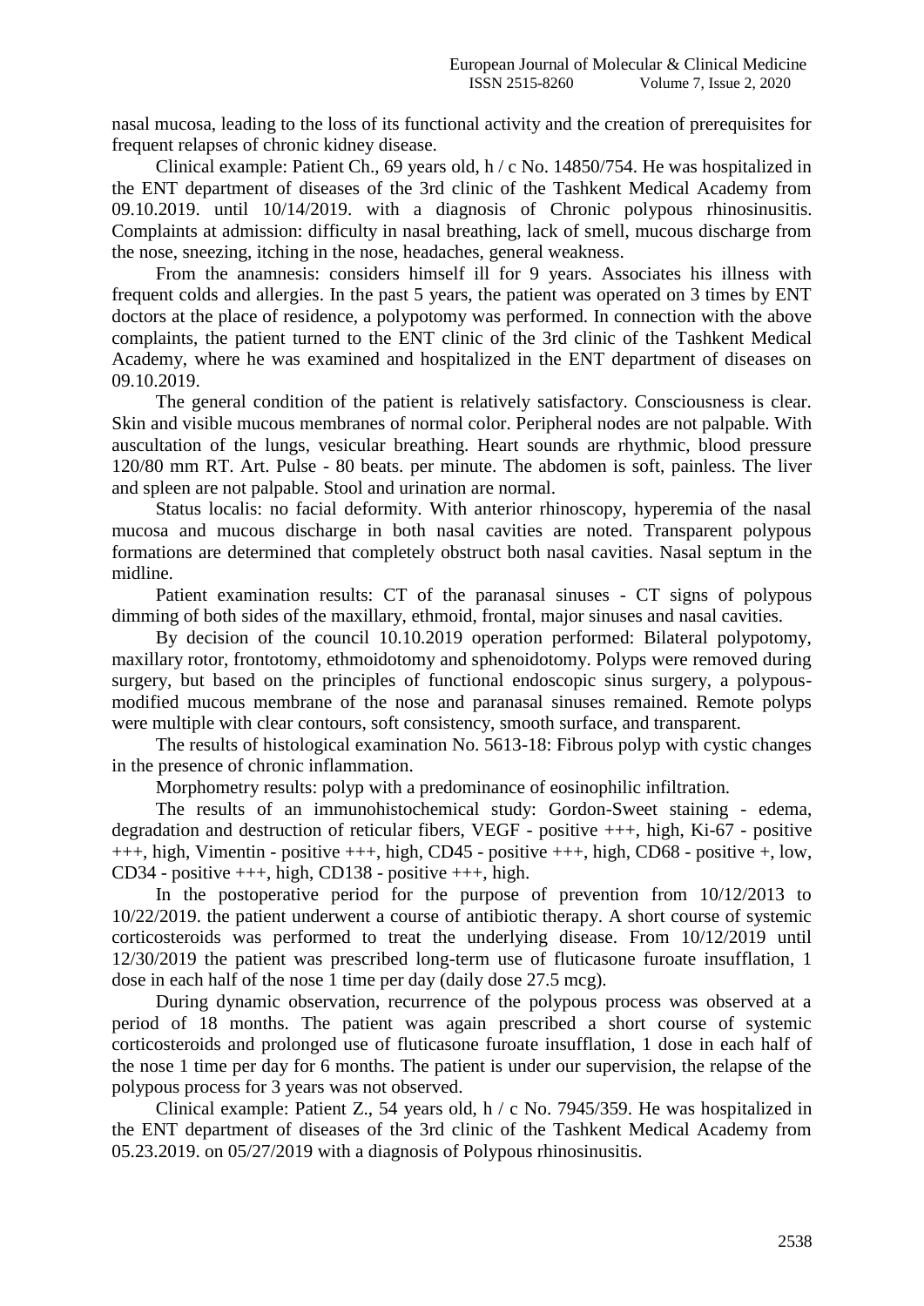nasal mucosa, leading to the loss of its functional activity and the creation of prerequisites for frequent relapses of chronic kidney disease.

Clinical example: Patient Ch., 69 years old, h / c No. 14850/754. He was hospitalized in the ENT department of diseases of the 3rd clinic of the Tashkent Medical Academy from 09.10.2019. until 10/14/2019. with a diagnosis of Chronic polypous rhinosinusitis. Complaints at admission: difficulty in nasal breathing, lack of smell, mucous discharge from the nose, sneezing, itching in the nose, headaches, general weakness.

From the anamnesis: considers himself ill for 9 years. Associates his illness with frequent colds and allergies. In the past 5 years, the patient was operated on 3 times by ENT doctors at the place of residence, a polypotomy was performed. In connection with the above complaints, the patient turned to the ENT clinic of the 3rd clinic of the Tashkent Medical Academy, where he was examined and hospitalized in the ENT department of diseases on 09.10.2019.

The general condition of the patient is relatively satisfactory. Consciousness is clear. Skin and visible mucous membranes of normal color. Peripheral nodes are not palpable. With auscultation of the lungs, vesicular breathing. Heart sounds are rhythmic, blood pressure 120/80 mm RT. Art. Pulse - 80 beats. per minute. The abdomen is soft, painless. The liver and spleen are not palpable. Stool and urination are normal.

Status localis: no facial deformity. With anterior rhinoscopy, hyperemia of the nasal mucosa and mucous discharge in both nasal cavities are noted. Transparent polypous formations are determined that completely obstruct both nasal cavities. Nasal septum in the midline.

Patient examination results: CT of the paranasal sinuses - CT signs of polypous dimming of both sides of the maxillary, ethmoid, frontal, major sinuses and nasal cavities.

By decision of the council 10.10.2019 operation performed: Bilateral polypotomy, maxillary rotor, frontotomy, ethmoidotomy and sphenoidotomy. Polyps were removed during surgery, but based on the principles of functional endoscopic sinus surgery, a polypous-modified mucous membrane of the nose and paranasal sinuses remained. Remote polyps were multiple with clear contours, soft consistency, smooth surface, and transparent.

The results of histological examination No. 5613-18: Fibrous polyp with cystic changes in the presence of chronic inflammation.

Morphometry results: polyp with a predominance of eosinophilic infiltration.

The results of an immunohistochemical study: Gordon-Sweet staining - edema, degradation and destruction of reticular fibers, VEGF - positive +++, high, Ki-67 - positive +++, high, Vimentin - positive +++, high, CD45 - positive +++, high, CD68 - positive +, low, CD34 - positive +++, high, CD138 - positive +++, high.

In the postoperative period for the purpose of prevention from 10/12/2013 to 10/22/2019. the patient underwent a course of antibiotic therapy. A short course of systemic corticosteroids was performed to treat the underlying disease. From 10/12/2019 until 12/30/2019 the patient was prescribed long-term use of fluticasone furoate insufflation, 1 dose in each half of the nose 1 time per day (daily dose 27.5 mcg).

During dynamic observation, recurrence of the polypous process was observed at a period of 18 months. The patient was again prescribed a short course of systemic corticosteroids and prolonged use of fluticasone furoate insufflation, 1 dose in each half of the nose 1 time per day for 6 months. The patient is under our supervision, the relapse of the polypous process for 3 years was not observed.

Clinical example: Patient Z., 54 years old, h / c No. 7945/359. He was hospitalized in the ENT department of diseases of the 3rd clinic of the Tashkent Medical Academy from 05.23.2019. on 05/27/2019 with a diagnosis of Polypous rhinosinusitis.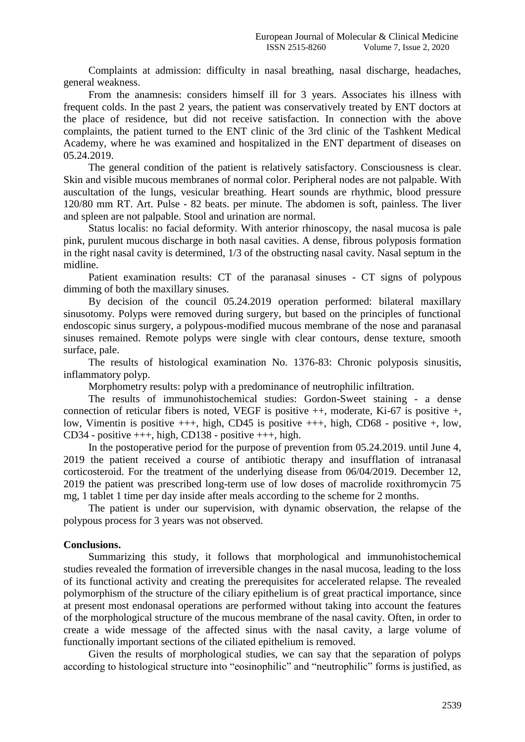Complaints at admission: difficulty in nasal breathing, nasal discharge, headaches, general weakness.

From the anamnesis: considers himself ill for 3 years. Associates his illness with frequent colds. In the past 2 years, the patient was conservatively treated by ENT doctors at the place of residence, but did not receive satisfaction. In connection with the above complaints, the patient turned to the ENT clinic of the 3rd clinic of the Tashkent Medical Academy, where he was examined and hospitalized in the ENT department of diseases on 05.24.2019.

The general condition of the patient is relatively satisfactory. Consciousness is clear. Skin and visible mucous membranes of normal color. Peripheral nodes are not palpable. With auscultation of the lungs, vesicular breathing. Heart sounds are rhythmic, blood pressure 120/80 mm RT. Art. Pulse - 82 beats. per minute. The abdomen is soft, painless. The liver and spleen are not palpable. Stool and urination are normal.

Status localis: no facial deformity. With anterior rhinoscopy, the nasal mucosa is pale pink, purulent mucous discharge in both nasal cavities. A dense, fibrous polyposis formation in the right nasal cavity is determined, 1/3 of the obstructing nasal cavity. Nasal septum in the midline.

Patient examination results: CT of the paranasal sinuses - CT signs of polypous dimming of both the maxillary sinuses.

By decision of the council 05.24.2019 operation performed: bilateral maxillary sinusotomy. Polyps were removed during surgery, but based on the principles of functional endoscopic sinus surgery, a polypous-modified mucous membrane of the nose and paranasal sinuses remained. Remote polyps were single with clear contours, dense texture, smooth surface, pale.

The results of histological examination No. 1376-83: Chronic polyposis sinusitis, inflammatory polyp.

Morphometry results: polyp with a predominance of neutrophilic infiltration.

The results of immunohistochemical studies: Gordon-Sweet staining - a dense connection of reticular fibers is noted, VEGF is positive ++, moderate, Ki-67 is positive +, low, Vimentin is positive +++, high, CD45 is positive +++, high, CD68 - positive +, low, CD34 - positive +++, high, CD138 - positive +++, high.

In the postoperative period for the purpose of prevention from 05.24.2019. until June 4, 2019 the patient received a course of antibiotic therapy and insufflation of intranasal corticosteroid. For the treatment of the underlying disease from 06/04/2019. December 12, 2019 the patient was prescribed long-term use of low doses of macrolide roxithromycin 75 mg, 1 tablet 1 time per day inside after meals according to the scheme for 2 months.

The patient is under our supervision, with dynamic observation, the relapse of the polypous process for 3 years was not observed.

**Conclusions.**

Summarizing this study, it follows that morphological and immunohistochemical studies revealed the formation of irreversible changes in the nasal mucosa, leading to the loss of its functional activity and creating the prerequisites for accelerated relapse. The revealed polymorphism of the structure of the ciliary epithelium is of great practical importance, since at present most endonasal operations are performed without taking into account the features of the morphological structure of the mucous membrane of the nasal cavity. Often, in order to create a wide message of the affected sinus with the nasal cavity, a large volume of functionally important sections of the ciliated epithelium is removed.

Given the results of morphological studies, we can say that the separation of polyps according to histological structure into "eosinophilic" and "neutrophilic" forms is justified, as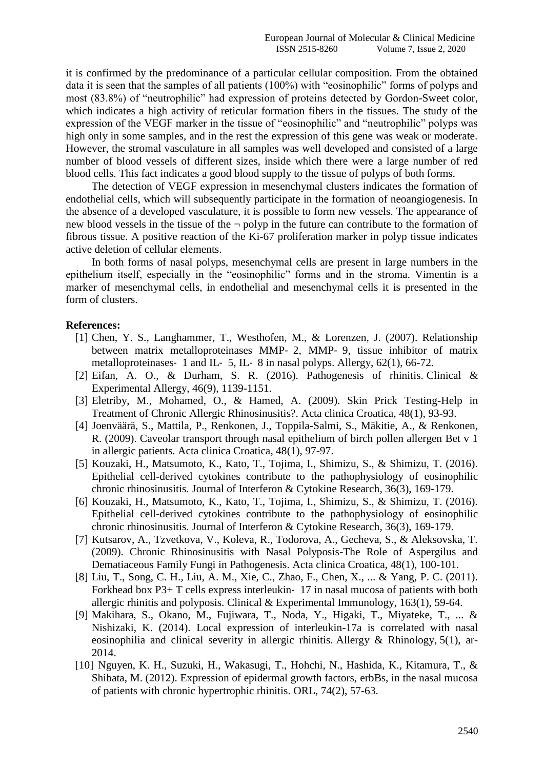it is confirmed by the predominance of a particular cellular composition. From the obtained data it is seen that the samples of all patients (100%) with "eosinophilic" forms of polyps and most (83.8%) of "neutrophilic" had expression of proteins detected by Gordon-Sweet color, which indicates a high activity of reticular formation fibers in the tissues. The study of the expression of the VEGF marker in the tissue of "eosinophilic" and "neutrophilic" polyps was high only in some samples, and in the rest the expression of this gene was weak or moderate. However, the stromal vasculature in all samples was well developed and consisted of a large number of blood vessels of different sizes, inside which there were a large number of red blood cells. This fact indicates a good blood supply to the tissue of polyps of both forms.

The detection of VEGF expression in mesenchymal clusters indicates the formation of endothelial cells, which will subsequently participate in the formation of neoangiogenesis. In the absence of a developed vasculature, it is possible to form new vessels. The appearance of new blood vessels in the tissue of the ¬ polyp in the future can contribute to the formation of fibrous tissue. A positive reaction of the Ki-67 proliferation marker in polyp tissue indicates active deletion of cellular elements.

In both forms of nasal polyps, mesenchymal cells are present in large numbers in the epithelium itself, especially in the "eosinophilic" forms and in the stroma. Vimentin is a marker of mesenchymal cells, in endothelial and mesenchymal cells it is presented in the form of clusters.

**References:**

[1] Chen, Y. S., Langhammer, T., Westhofen, M., & Lorenzen, J. (2007). Relationship between matrix metalloproteinases MMP‐ 2, MMP‐ 9, tissue inhibitor of matrix metalloproteinases‐ 1 and IL‐ 5, IL‐ 8 in nasal polyps. Allergy, 62(1), 66-72.

[2] Eifan, A. O., & Durham, S. R. (2016). Pathogenesis of rhinitis. Clinical & Experimental Allergy, 46(9), 1139-1151.

[3] Eletriby, M., Mohamed, O., & Hamed, A. (2009). Skin Prick Testing-Help in Treatment of Chronic Allergic Rhinosinusitis?. Acta clinica Croatica, 48(1), 93-93.

[4] Joenväärä, S., Mattila, P., Renkonen, J., Toppila-Salmi, S., Mäkitie, A., & Renkonen, R. (2009). Caveolar transport through nasal epithelium of birch pollen allergen Bet v 1 in allergic patients. Acta clinica Croatica, 48(1), 97-97.

[5] Kouzaki, H., Matsumoto, K., Kato, T., Tojima, I., Shimizu, S., & Shimizu, T. (2016). Epithelial cell-derived cytokines contribute to the pathophysiology of eosinophilic chronic rhinosinusitis. Journal of Interferon & Cytokine Research, 36(3), 169-179.

[6] Kouzaki, H., Matsumoto, K., Kato, T., Tojima, I., Shimizu, S., & Shimizu, T. (2016). Epithelial cell-derived cytokines contribute to the pathophysiology of eosinophilic chronic rhinosinusitis. Journal of Interferon & Cytokine Research, 36(3), 169-179.

[7] Kutsarov, A., Tzvetkova, V., Koleva, R., Todorova, A., Gecheva, S., & Aleksovska, T. (2009). Chronic Rhinosinusitis with Nasal Polyposis-The Role of Aspergilus and Dematiaceous Family Fungi in Pathogenesis. Acta clinica Croatica, 48(1), 100-101.

[8] Liu, T., Song, C. H., Liu, A. M., Xie, C., Zhao, F., Chen, X., ... & Yang, P. C. (2011). Forkhead box P3+ T cells express interleukin‐ 17 in nasal mucosa of patients with both allergic rhinitis and polyposis. Clinical & Experimental Immunology, 163(1), 59-64.

[9] Makihara, S., Okano, M., Fujiwara, T., Noda, Y., Higaki, T., Miyateke, T., ... & Nishizaki, K. (2014). Local expression of interleukin-17a is correlated with nasal eosinophilia and clinical severity in allergic rhinitis. Allergy & Rhinology, 5(1), ar-2014.

[10] Nguyen, K. H., Suzuki, H., Wakasugi, T., Hohchi, N., Hashida, K., Kitamura, T., & Shibata, M. (2012). Expression of epidermal growth factors, erbBs, in the nasal mucosa of patients with chronic hypertrophic rhinitis. ORL, 74(2), 57-63.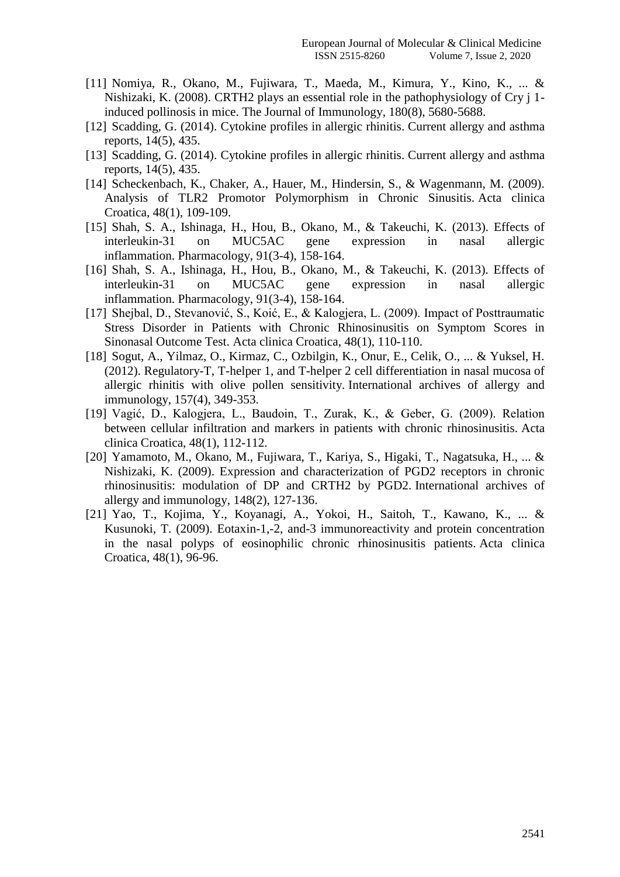[11] Nomiya, R., Okano, M., Fujiwara, T., Maeda, M., Kimura, Y., Kino, K., ... & Nishizaki, K. (2008). CRTH2 plays an essential role in the pathophysiology of Cry j 1-induced pollinosis in mice. The Journal of Immunology, 180(8), 5680-5688.

[12] Scadding, G. (2014). Cytokine profiles in allergic rhinitis. Current allergy and asthma reports, 14(5), 435.

[13] Scadding, G. (2014). Cytokine profiles in allergic rhinitis. Current allergy and asthma reports, 14(5), 435.

[14] Scheckenbach, K., Chaker, A., Hauer, M., Hindersin, S., & Wagenmann, M. (2009). Analysis of TLR2 Promotor Polymorphism in Chronic Sinusitis. Acta clinica Croatica, 48(1), 109-109.

[15] Shah, S. A., Ishinaga, H., Hou, B., Okano, M., & Takeuchi, K. (2013). Effects of interleukin-31 on MUC5AC gene expression in nasal allergic inflammation. Pharmacology, 91(3-4), 158-164.

[16] Shah, S. A., Ishinaga, H., Hou, B., Okano, M., & Takeuchi, K. (2013). Effects of interleukin-31 on MUC5AC gene expression in nasal allergic inflammation. Pharmacology, 91(3-4), 158-164.

[17] Shejbal, D., Stevanović, S., Koić, E., & Kalogjera, L. (2009). Impact of Posttraumatic Stress Disorder in Patients with Chronic Rhinosinusitis on Symptom Scores in Sinonasal Outcome Test. Acta clinica Croatica, 48(1), 110-110.

[18] Sogut, A., Yilmaz, O., Kirmaz, C., Ozbilgin, K., Onur, E., Celik, O., ... & Yuksel, H. (2012). Regulatory-T, T-helper 1, and T-helper 2 cell differentiation in nasal mucosa of allergic rhinitis with olive pollen sensitivity. International archives of allergy and immunology, 157(4), 349-353.

[19] Vagić, D., Kalogjera, L., Baudoin, T., Zurak, K., & Geber, G. (2009). Relation between cellular infiltration and markers in patients with chronic rhinosinusitis. Acta clinica Croatica, 48(1), 112-112.

[20] Yamamoto, M., Okano, M., Fujiwara, T., Kariya, S., Higaki, T., Nagatsuka, H., ... & Nishizaki, K. (2009). Expression and characterization of PGD2 receptors in chronic rhinosinusitis: modulation of DP and CRTH2 by PGD2. International archives of allergy and immunology, 148(2), 127-136.

[21] Yao, T., Kojima, Y., Koyanagi, A., Yokoi, H., Saitoh, T., Kawano, K., ... & Kusunoki, T. (2009). Eotaxin-1,-2, and-3 immunoreactivity and protein concentration in the nasal polyps of eosinophilic chronic rhinosinusitis patients. Acta clinica Croatica, 48(1), 96-96.